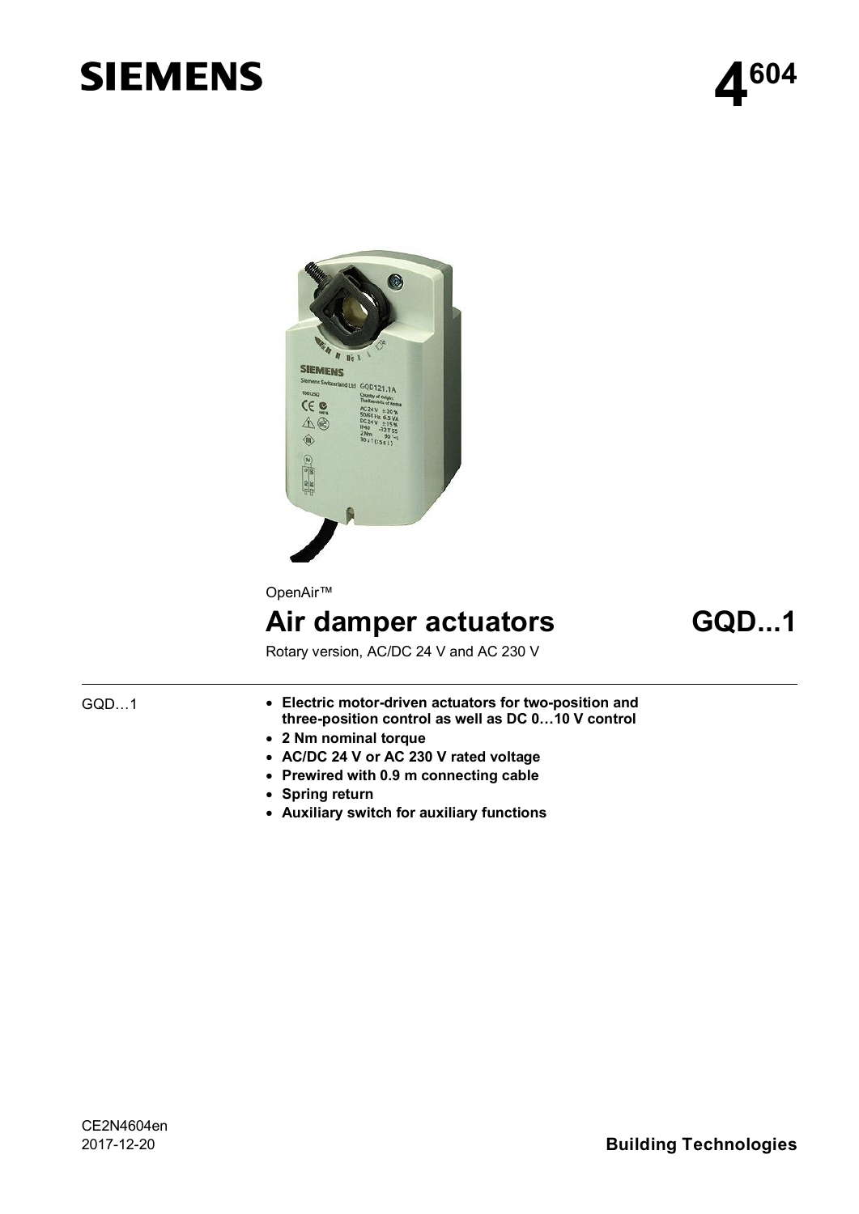# SIEMENS

**4604**

OpenAir™

# Air damper actuators **GQD...1**

Rotary version, AC/DC 24 V and AC 230 V

GQD…1

- **Electric motor-driven actuators for two-position and three-position control as well as DC 0…10 V control**
- **2 Nm nominal torque**
- **AC/DC 24 V or AC 230 V rated voltage**
- **Prewired with 0.9 m connecting cable**
- **Spring return**
- **Auxiliary switch for auxiliary functions**

CE2N4604en
2017-12-20

**Building Technologies**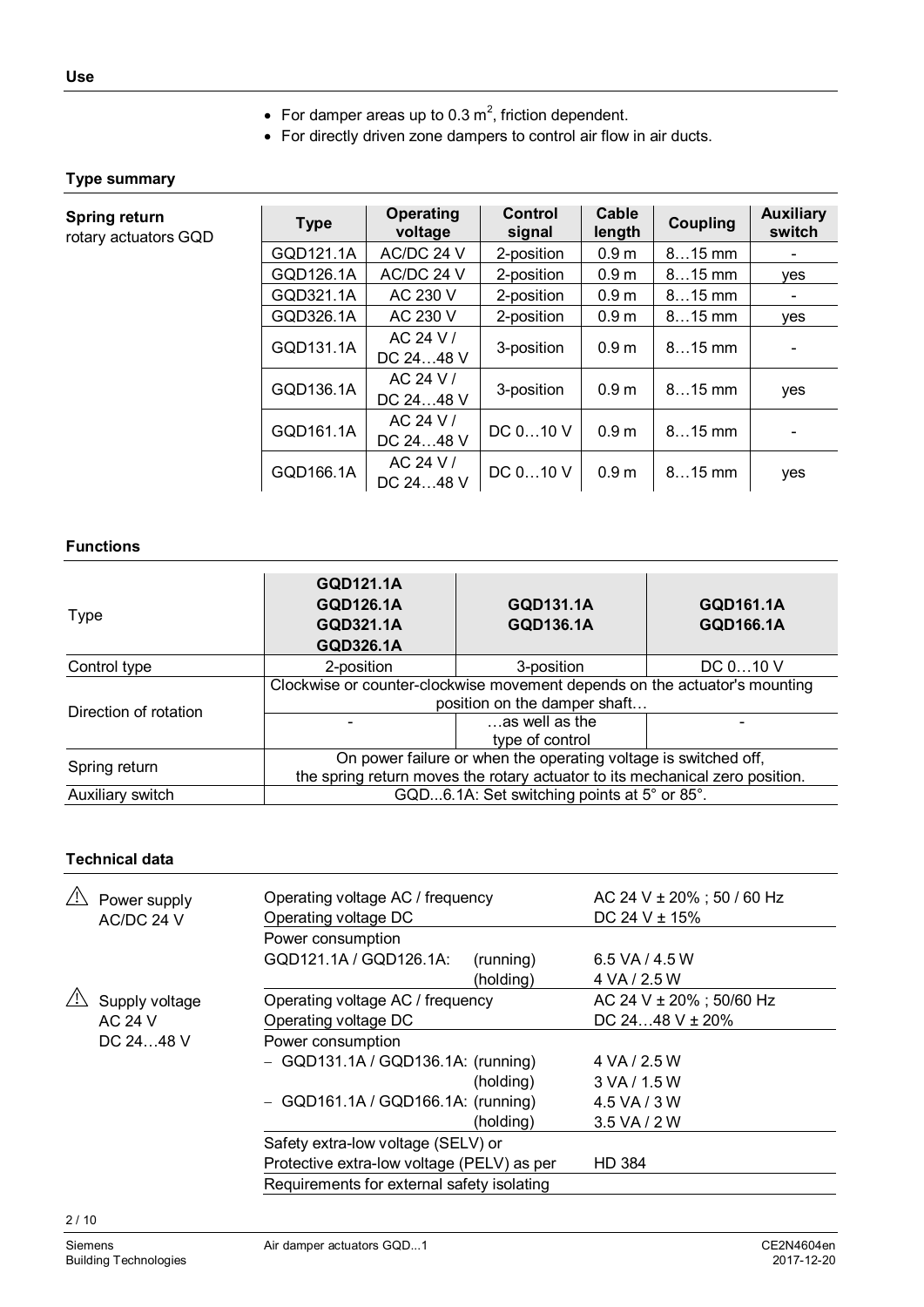## Use

- For damper areas up to 0.3 $m^2$, friction dependent.
- For directly driven zone dampers to control air flow in air ducts.

## Type summary

**Spring return** rotary actuators GQD

| Type | Operating voltage | Control signal | Cable length | Coupling | Auxiliary switch |
|---|---|---|---|---|---|
| GQD121.1A | AC/DC 24 V | 2-position | 0.9 m | 8…15 mm | - |
| GQD126.1A | AC/DC 24 V | 2-position | 0.9 m | 8…15 mm | yes |
| GQD321.1A | AC 230 V | 2-position | 0.9 m | 8…15 mm | - |
| GQD326.1A | AC 230 V | 2-position | 0.9 m | 8…15 mm | yes |
| GQD131.1A | AC 24 V / DC 24…48 V | 3-position | 0.9 m | 8…15 mm | - |
| GQD136.1A | AC 24 V / DC 24…48 V | 3-position | 0.9 m | 8…15 mm | yes |
| GQD161.1A | AC 24 V / DC 24…48 V | DC 0…10 V | 0.9 m | 8…15 mm | - |
| GQD166.1A | AC 24 V / DC 24…48 V | DC 0…10 V | 0.9 m | 8…15 mm | yes |

## Functions

| Type | GQD121.1A GQD126.1A GQD321.1A GQD326.1A | GQD131.1A GQD136.1A | GQD161.1A GQD166.1A |
|---|---|---|---|
| Control type | 2-position | 3-position | DC 0…10 V |
| Direction of rotation | Clockwise or counter-clockwise movement depends on the actuator's mounting position on the damper shaft… | | |
| | - | …as well as the type of control | - |
| Spring return | On power failure or when the operating voltage is switched off, the spring return moves the rotary actuator to its mechanical zero position. | | |
| Auxiliary switch | GQD...6.1A: Set switching points at 5° or 85°. | | |

## Technical data

| | | | |
|---|---|---|---|
| ⚠ Power supply AC/DC 24 V | Operating voltage AC / frequency | | AC 24 V ± 20% ; 50 / 60 Hz |
| | Operating voltage DC | | DC 24 V ± 15% |
| | Power consumption | | |
| | GQD121.1A / GQD126.1A: | (running) | 6.5 VA / 4.5 W |
| | | (holding) | 4 VA / 2.5 W |
| ⚠ Supply voltage AC 24 V DC 24…48 V | Operating voltage AC / frequency | | AC 24 V ± 20% ; 50/60 Hz |
| | Operating voltage DC | | DC 24…48 V ± 20% |
| | Power consumption | | |
| | – GQD131.1A / GQD136.1A: | (running) | 4 VA / 2.5 W |
| | | (holding) | 3 VA / 1.5 W |
| | – GQD161.1A / GQD166.1A: | (running) | 4.5 VA / 3 W |
| | | (holding) | 3.5 VA / 2 W |
| | Safety extra-low voltage (SELV) or Protective extra-low voltage (PELV) as per | | HD 384 |
| | Requirements for external safety isolating | | |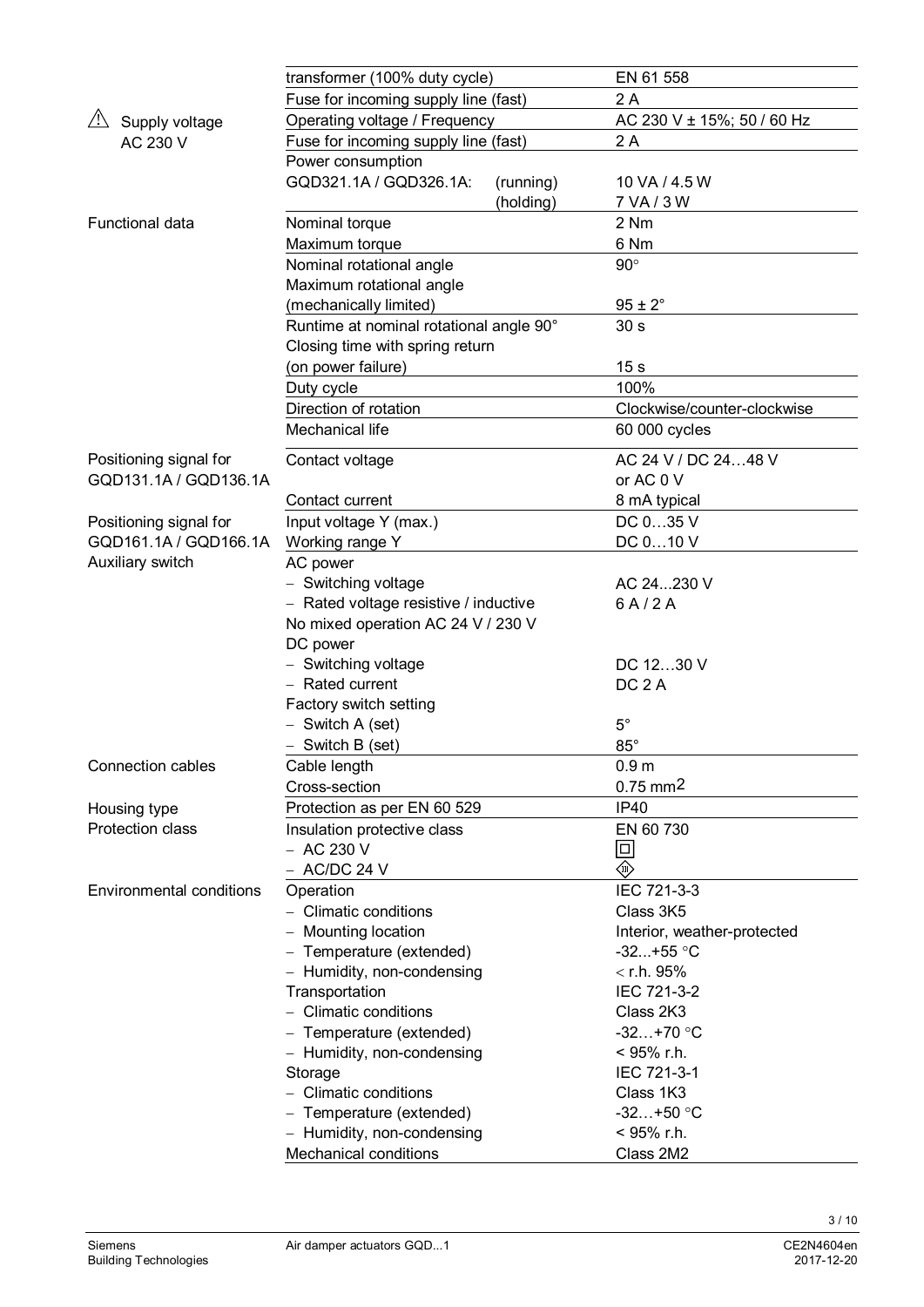| | | |
|---|---|---|
| | transformer (100% duty cycle) | EN 61 558 |
| | Fuse for incoming supply line (fast) | 2 A |
| ⚠ Supply voltage AC 230 V | Operating voltage / Frequency | AC 230 V ± 15%; 50 / 60 Hz |
| | Fuse for incoming supply line (fast) | 2 A |
| | Power consumption | |
| | GQD321.1A / GQD326.1A: (running) | 10 VA / 4.5 W |
| | (holding) | 7 VA / 3 W |
| Functional data | Nominal torque | 2 Nm |
| | Maximum torque | 6 Nm |
| | Nominal rotational angle | 90° |
| | Maximum rotational angle (mechanically limited) | 95 ± 2° |
| | Runtime at nominal rotational angle 90° | 30 s |
| | Closing time with spring return (on power failure) | 15 s |
| | Duty cycle | 100% |
| | Direction of rotation | Clockwise/counter-clockwise |
| | Mechanical life | 60 000 cycles |
| Positioning signal for GQD131.1A / GQD136.1A | Contact voltage | AC 24 V / DC 24…48 V or AC 0 V |
| | Contact current | 8 mA typical |
| Positioning signal for GQD161.1A / GQD166.1A | Input voltage Y (max.) | DC 0…35 V |
| | Working range Y | DC 0…10 V |
| Auxiliary switch | AC power | |
| | – Switching voltage | AC 24...230 V |
| | – Rated voltage resistive / inductive | 6 A / 2 A |
| | No mixed operation AC 24 V / 230 V | |
| | DC power | |
| | – Switching voltage | DC 12…30 V |
| | – Rated current | DC 2 A |
| | Factory switch setting | |
| | – Switch A (set) | 5° |
| | – Switch B (set) | 85° |
| Connection cables | Cable length | 0.9 m |
| | Cross-section | 0.75 mm$^2$ |
| Housing type | Protection as per EN 60 529 | IP40 |
| Protection class | Insulation protective class | EN 60 730 |
| | – AC 230 V | ⧈ |
| | – AC/DC 24 V | Ⅲ |
| Environmental conditions | Operation | IEC 721-3-3 |
| | – Climatic conditions | Class 3K5 |
| | – Mounting location | Interior, weather-protected |
| | – Temperature (extended) | -32...+55 °C |
| | – Humidity, non-condensing | < r.h. 95% |
| | Transportation | IEC 721-3-2 |
| | – Climatic conditions | Class 2K3 |
| | – Temperature (extended) | -32…+70 °C |
| | – Humidity, non-condensing | < 95% r.h. |
| | Storage | IEC 721-3-1 |
| | – Climatic conditions | Class 1K3 |
| | – Temperature (extended) | -32…+50 °C |
| | – Humidity, non-condensing | < 95% r.h. |
| | Mechanical conditions | Class 2M2 |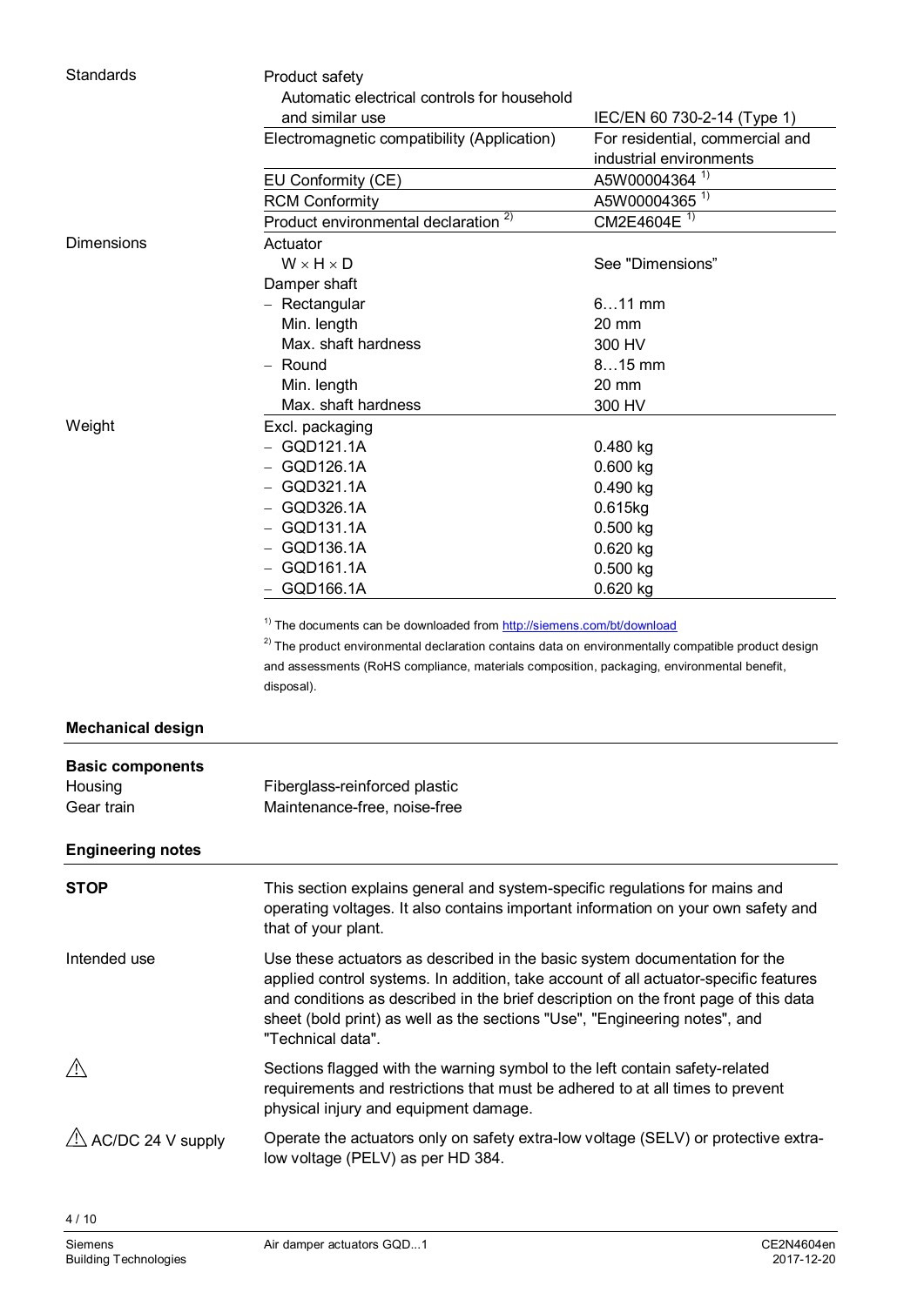| | | |
|---|---|---|
| Standards | Product safety<br>Automatic electrical controls for household and similar use | IEC/EN 60 730-2-14 (Type 1) |
| | Electromagnetic compatibility (Application) | For residential, commercial and industrial environments |
| | EU Conformity (CE) | A5W00004364 [1] |
| | RCM Conformity | A5W00004365 [1] |
| | Product environmental declaration [2] | CM2E4604E [1] |
| Dimensions | Actuator<br>W × H × D | See "Dimensions" |
| | Damper shaft | |
| | – Rectangular | 6…11 mm |
| | Min. length | 20 mm |
| | Max. shaft hardness | 300 HV |
| | – Round | 8…15 mm |
| | Min. length | 20 mm |
| | Max. shaft hardness | 300 HV |
| Weight | Excl. packaging | |
| | – GQD121.1A | 0.480 kg |
| | – GQD126.1A | 0.600 kg |
| | – GQD321.1A | 0.490 kg |
| | – GQD326.1A | 0.615kg |
| | – GQD131.1A | 0.500 kg |
| | – GQD136.1A | 0.620 kg |
| | – GQD161.1A | 0.500 kg |
| | – GQD166.1A | 0.620 kg |

[1] The documents can be downloaded from http://siemens.com/bt/download

[2] The product environmental declaration contains data on environmentally compatible product design and assessments (RoHS compliance, materials composition, packaging, environmental benefit, disposal).

## Mechanical design

**Basic components**

| | |
|---|---|
| Housing | Fiberglass-reinforced plastic |
| Gear train | Maintenance-free, noise-free |

## Engineering notes

**STOP**

This section explains general and system-specific regulations for mains and operating voltages. It also contains important information on your own safety and that of your plant.

**Intended use**

Use these actuators as described in the basic system documentation for the applied control systems. In addition, take account of all actuator-specific features and conditions as described in the brief description on the front page of this data sheet (bold print) as well as the sections "Use", "Engineering notes", and "Technical data".

⚠

Sections flagged with the warning symbol to the left contain safety-related requirements and restrictions that must be adhered to at all times to prevent physical injury and equipment damage.

**⚠ AC/DC 24 V supply**

Operate the actuators only on safety extra-low voltage (SELV) or protective extra-low voltage (PELV) as per HD 384.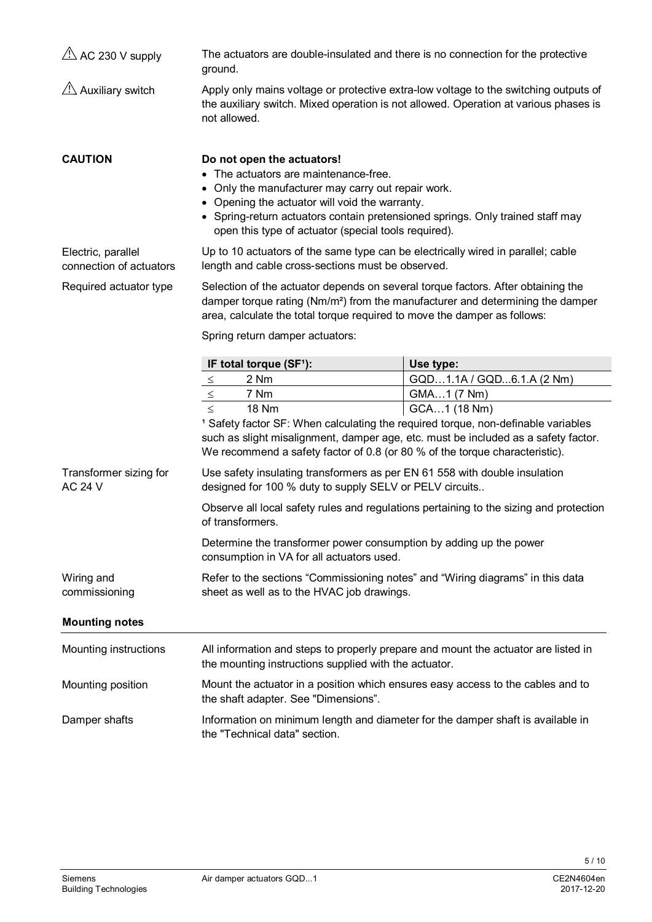⚠ **AC 230 V supply**

The actuators are double-insulated and there is no connection for the protective ground.

⚠ **Auxiliary switch**

Apply only mains voltage or protective extra-low voltage to the switching outputs of the auxiliary switch. Mixed operation is not allowed. Operation at various phases is not allowed.

**CAUTION**

**Do not open the actuators!**

- The actuators are maintenance-free.
- Only the manufacturer may carry out repair work.
- Opening the actuator will void the warranty.
- Spring-return actuators contain pretensioned springs. Only trained staff may open this type of actuator (special tools required).

**Electric, parallel connection of actuators**

Up to 10 actuators of the same type can be electrically wired in parallel; cable length and cable cross-sections must be observed.

**Required actuator type**

Selection of the actuator depends on several torque factors. After obtaining the damper torque rating (Nm/m²) from the manufacturer and determining the damper area, calculate the total torque required to move the damper as follows:

Spring return damper actuators:

| IF total torque (SF[1]): | | Use type: |
|---|---|---|
| ≤ | 2 Nm | GQD…1.1A / GQD...6.1.A (2 Nm) |
| ≤ | 7 Nm | GMA…1 (7 Nm) |
| ≤ | 18 Nm | GCA…1 (18 Nm) |

[1] Safety factor SF: When calculating the required torque, non-definable variables such as slight misalignment, damper age, etc. must be included as a safety factor. We recommend a safety factor of 0.8 (or 80 % of the torque characteristic).

**Transformer sizing for AC 24 V**

Use safety insulating transformers as per EN 61 558 with double insulation designed for 100 % duty to supply SELV or PELV circuits..

Observe all local safety rules and regulations pertaining to the sizing and protection of transformers.

Determine the transformer power consumption by adding up the power consumption in VA for all actuators used.

**Wiring and commissioning**

Refer to the sections "Commissioning notes" and "Wiring diagrams" in this data sheet as well as to the HVAC job drawings.

## Mounting notes

**Mounting instructions**

All information and steps to properly prepare and mount the actuator are listed in the mounting instructions supplied with the actuator.

**Mounting position**

Mount the actuator in a position which ensures easy access to the cables and to the shaft adapter. See "Dimensions".

**Damper shafts**

Information on minimum length and diameter for the damper shaft is available in the "Technical data" section.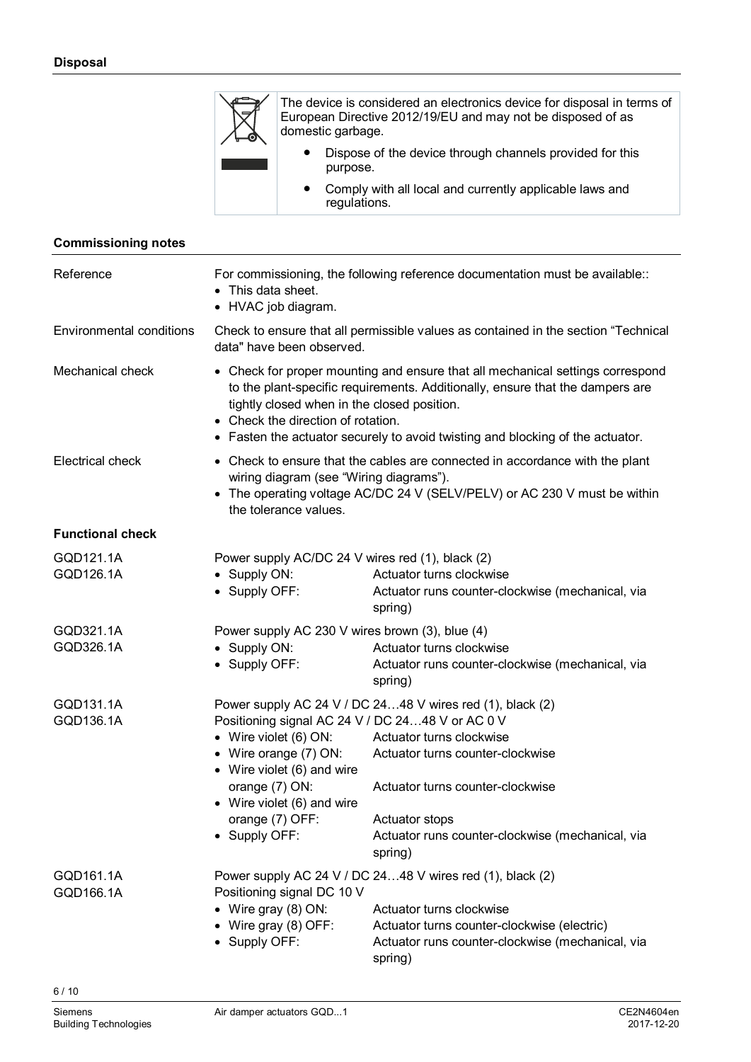## Disposal

The device is considered an electronics device for disposal in terms of European Directive 2012/19/EU and may not be disposed of as domestic garbage.

- Dispose of the device through channels provided for this purpose.
- Comply with all local and currently applicable laws and regulations.

## Commissioning notes

**Reference**

For commissioning, the following reference documentation must be available::
- This data sheet.
- HVAC job diagram.

**Environmental conditions**

Check to ensure that all permissible values as contained in the section "Technical data" have been observed.

**Mechanical check**

- Check for proper mounting and ensure that all mechanical settings correspond to the plant-specific requirements. Additionally, ensure that the dampers are tightly closed when in the closed position.
- Check the direction of rotation.
- Fasten the actuator securely to avoid twisting and blocking of the actuator.

**Electrical check**

- Check to ensure that the cables are connected in accordance with the plant wiring diagram (see "Wiring diagrams").
- The operating voltage AC/DC 24 V (SELV/PELV) or AC 230 V must be within the tolerance values.

## Functional check

**GQD121.1A**
**GQD126.1A**

Power supply AC/DC 24 V wires red (1), black (2)

| | |
|---|---|
| • Supply ON: | Actuator turns clockwise |
| • Supply OFF: | Actuator runs counter-clockwise (mechanical, via spring) |

**GQD321.1A**
**GQD326.1A**

Power supply AC 230 V wires brown (3), blue (4)

| | |
|---|---|
| • Supply ON: | Actuator turns clockwise |
| • Supply OFF: | Actuator runs counter-clockwise (mechanical, via spring) |

**GQD131.1A**
**GQD136.1A**

Power supply AC 24 V / DC 24…48 V wires red (1), black (2)
Positioning signal AC 24 V / DC 24…48 V or AC 0 V

| | |
|---|---|
| • Wire violet (6) ON: | Actuator turns clockwise |
| • Wire orange (7) ON: | Actuator turns counter-clockwise |
| • Wire violet (6) and wire orange (7) ON: | Actuator turns counter-clockwise |
| • Wire violet (6) and wire orange (7) OFF: | Actuator stops |
| • Supply OFF: | Actuator runs counter-clockwise (mechanical, via spring) |

**GQD161.1A**
**GQD166.1A**

Power supply AC 24 V / DC 24…48 V wires red (1), black (2)
Positioning signal DC 10 V

| | |
|---|---|
| • Wire gray (8) ON: | Actuator turns clockwise |
| • Wire gray (8) OFF: | Actuator turns counter-clockwise (electric) |
| • Supply OFF: | Actuator runs counter-clockwise (mechanical, via spring) |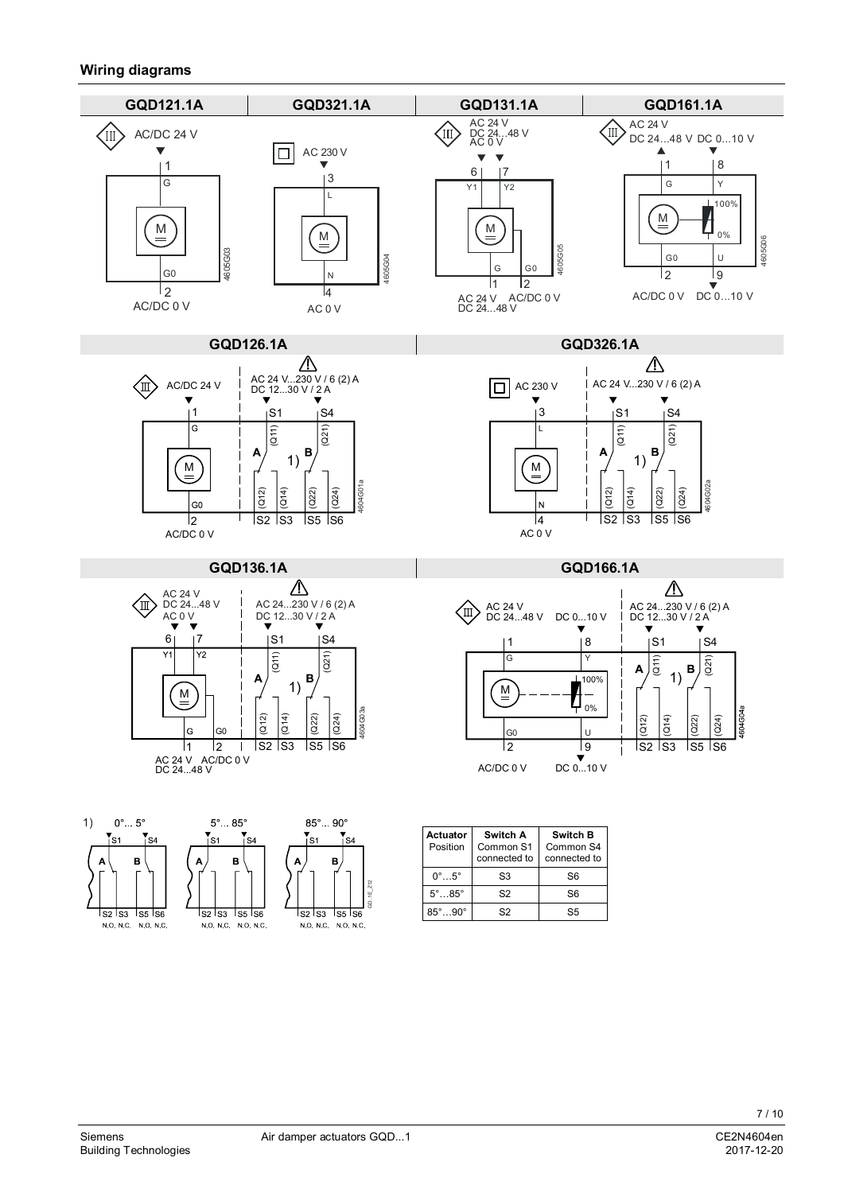## Wiring diagrams

**GQD121.1A**

AC/DC 24 V
1 G
G0 2
AC/DC 0 V

**GQD321.1A**

AC 230 V
3 L
N 4
AC 0 V

**GQD131.1A**

AC 24 V
DC 24...48 V
AC 0 V
6 Y1 | 7 Y2
G 1 | G0 2
AC 24 V DC 24...48 V | AC/DC 0 V

**GQD161.1A**

AC 24 V DC 24...48 V | DC 0...10 V
1 G | 8 Y
100% / 0%
G0 2 | U 9
AC/DC 0 V | DC 0...10 V

**GQD126.1A**

AC/DC 24 V
AC 24 V...230 V / 6 (2) A
DC 12...30 V / 2 A
1 G | S1 (Q11) | S4 (Q21)
A 1) B
G0 2 | (Q12) S2 | (Q14) S3 | (Q22) S5 | (Q24) S6
AC/DC 0 V

**GQD326.1A**

AC 230 V
AC 24 V...230 V / 6 (2) A
3 L | S1 (Q11) | S4 (Q21)
A 1) B
N 4 | (Q12) S2 | (Q14) S3 | (Q22) S5 | (Q24) S6
AC 0 V

**GQD136.1A**

AC 24 V
DC 24...48 V
AC 0 V
AC 24...230 V / 6 (2) A
DC 12...30 V / 2 A
6 Y1 | 7 Y2 | S1 (Q11) | S4 (Q21)
A 1) B
G 1 | G0 2 | (Q12) S2 | (Q14) S3 | (Q22) S5 | (Q24) S6
AC 24 V DC 24...48 V | AC/DC 0 V

**GQD166.1A**

AC 24 V DC 24...48 V | DC 0...10 V
AC 24...230 V / 6 (2) A
DC 12...30 V / 2 A
1 G | 8 Y | S1 (Q11) | S4 (Q21)
100% / 0%
A 1) B
G0 2 | U 9 | (Q12) S2 | (Q14) S3 | (Q22) S5 | (Q24) S6
AC/DC 0 V | DC 0...10 V

1) 0°... 5° | 5°... 85° | 85°... 90°
S1, S4, A, B, S2 S3 S5 S6
N.O. N.C. N.O. N.C.

| Actuator Position | Switch A Common S1 connected to | Switch B Common S4 connected to |
|---|---|---|
| 0°…5° | S3 | S6 |
| 5°…85° | S2 | S6 |
| 85°…90° | S2 | S5 |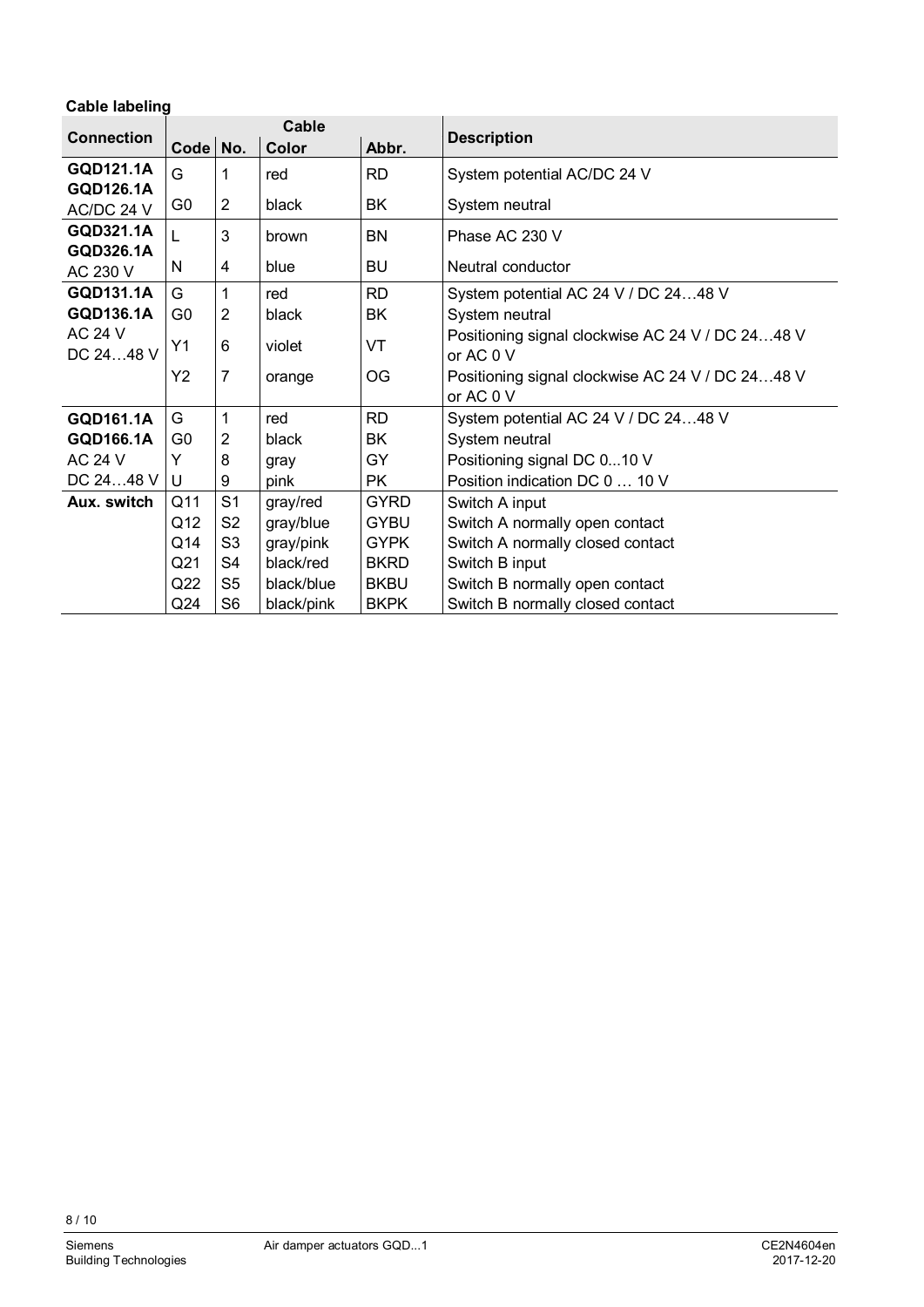**Cable labeling**

| Connection | Cable | | | | Description |
|---|---|---|---|---|---|
| | Code | No. | Color | Abbr. | |
| **GQD121.1A** **GQD126.1A** AC/DC 24 V | G | 1 | red | RD | System potential AC/DC 24 V |
| | G0 | 2 | black | BK | System neutral |
| **GQD321.1A** **GQD326.1A** AC 230 V | L | 3 | brown | BN | Phase AC 230 V |
| | N | 4 | blue | BU | Neutral conductor |
| **GQD131.1A** **GQD136.1A** AC 24 V DC 24…48 V | G | 1 | red | RD | System potential AC 24 V / DC 24…48 V |
| | G0 | 2 | black | BK | System neutral |
| | Y1 | 6 | violet | VT | Positioning signal clockwise AC 24 V / DC 24…48 V or AC 0 V |
| | Y2 | 7 | orange | OG | Positioning signal clockwise AC 24 V / DC 24…48 V or AC 0 V |
| **GQD161.1A** **GQD166.1A** AC 24 V DC 24…48 V | G | 1 | red | RD | System potential AC 24 V / DC 24…48 V |
| | G0 | 2 | black | BK | System neutral |
| | Y | 8 | gray | GY | Positioning signal DC 0...10 V |
| | U | 9 | pink | PK | Position indication DC 0 … 10 V |
| **Aux. switch** | Q11 | S1 | gray/red | GYRD | Switch A input |
| | Q12 | S2 | gray/blue | GYBU | Switch A normally open contact |
| | Q14 | S3 | gray/pink | GYPK | Switch A normally closed contact |
| | Q21 | S4 | black/red | BKRD | Switch B input |
| | Q22 | S5 | black/blue | BKBU | Switch B normally open contact |
| | Q24 | S6 | black/pink | BKPK | Switch B normally closed contact |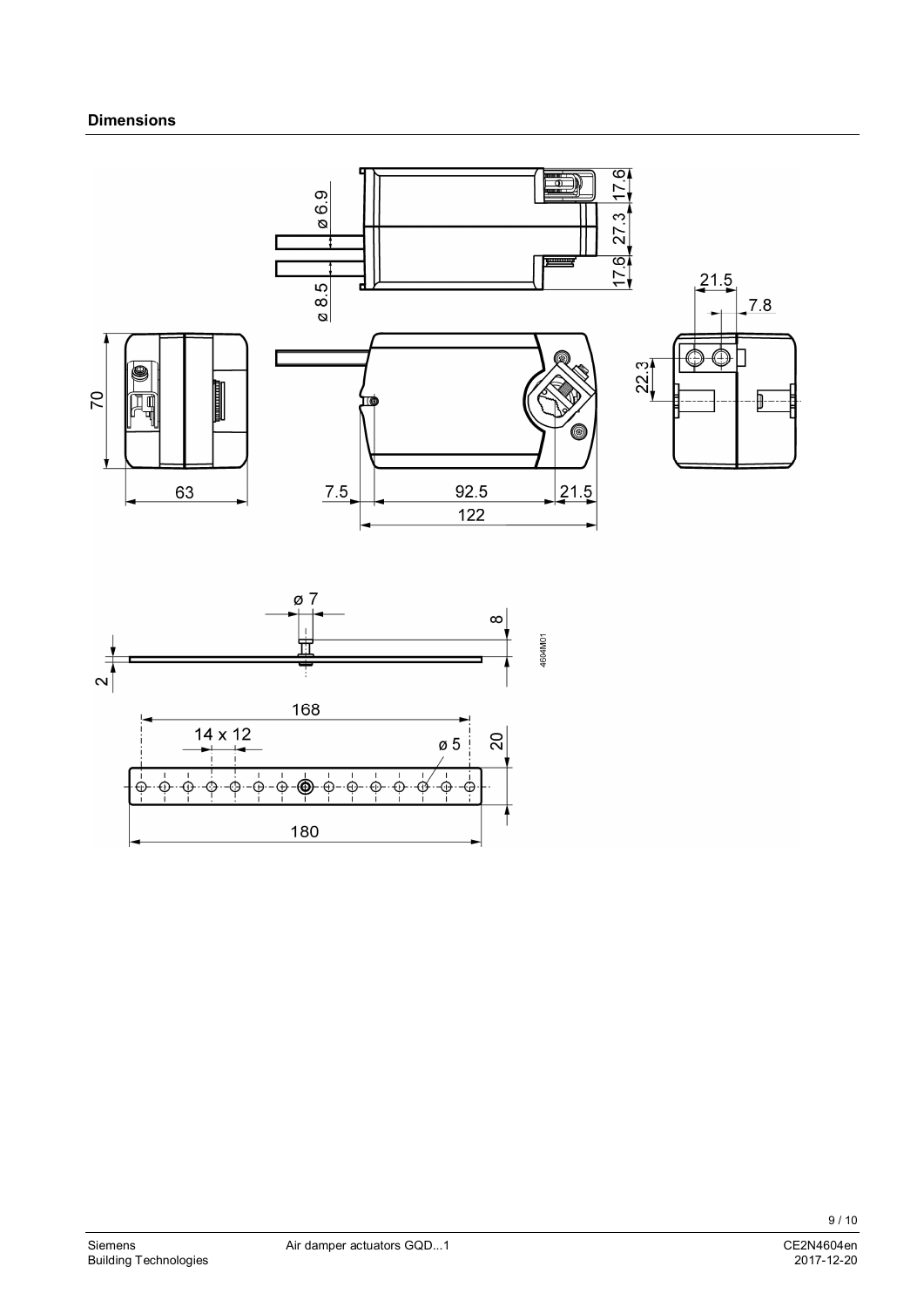**Dimensions**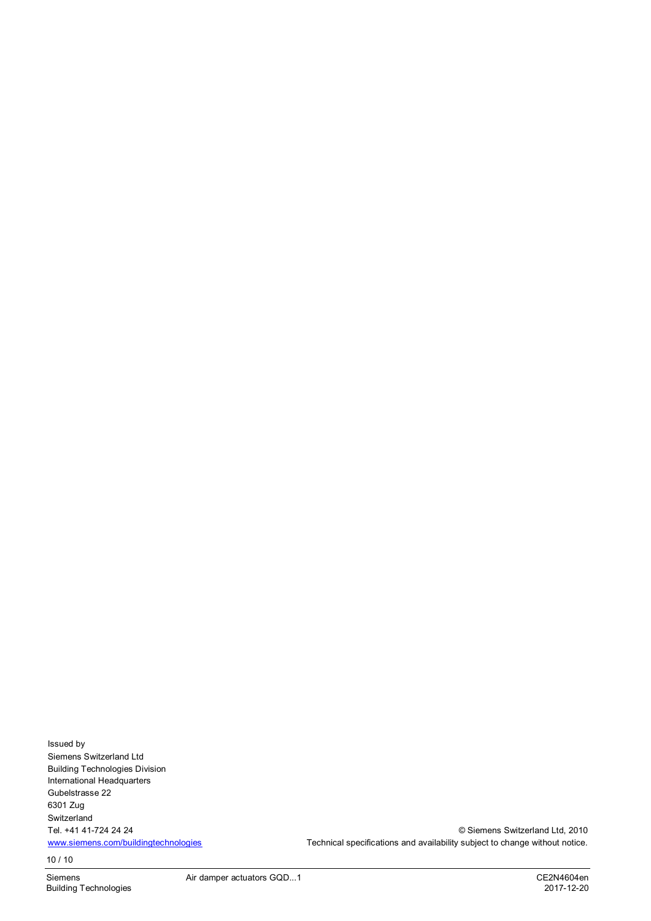Issued by
Siemens Switzerland Ltd
Building Technologies Division
International Headquarters
Gubelstrasse 22
6301 Zug
Switzerland
Tel. +41 41-724 24 24
www.siemens.com/buildingtechnologies

© Siemens Switzerland Ltd, 2010
Technical specifications and availability subject to change without notice.